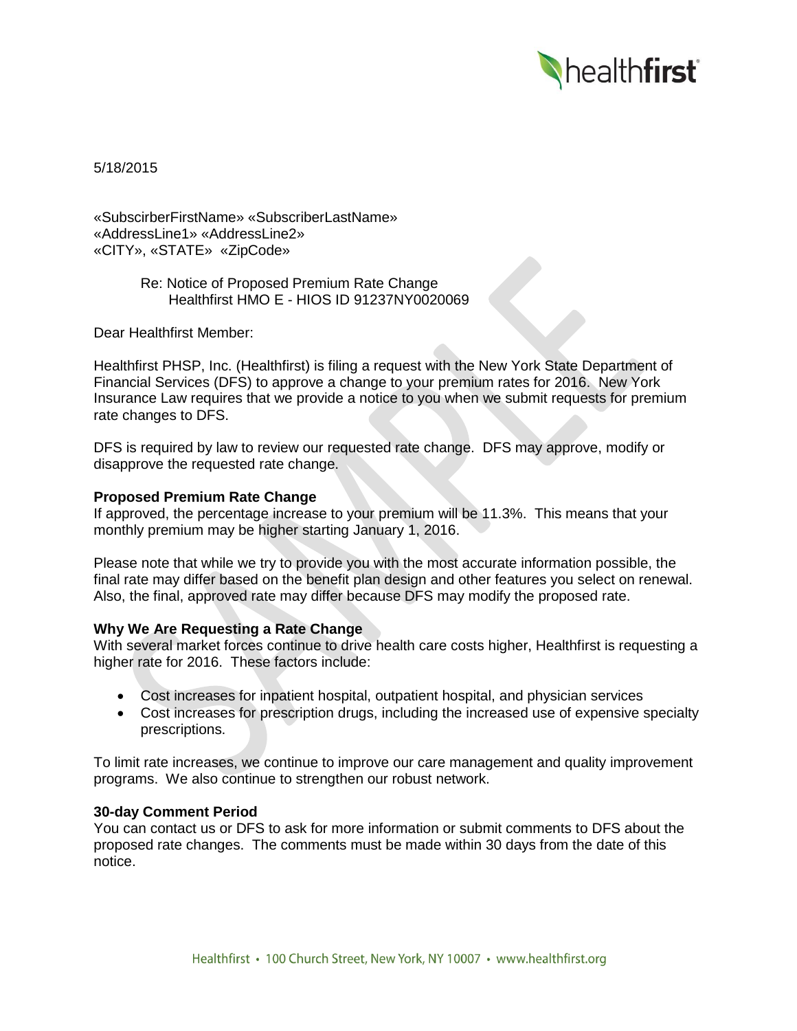5/18/2015

«SubscirberFirstName» «SubscriberLastName»
«AddressLine1» «AddressLine2»
«CITY», «STATE» «ZipCode»

Re: Notice of Proposed Premium Rate Change
Healthfirst HMO E - HIOS ID 91237NY0020069

Dear Healthfirst Member:

Healthfirst PHSP, Inc. (Healthfirst) is filing a request with the New York State Department of Financial Services (DFS) to approve a change to your premium rates for 2016. New York Insurance Law requires that we provide a notice to you when we submit requests for premium rate changes to DFS.

DFS is required by law to review our requested rate change. DFS may approve, modify or disapprove the requested rate change.

**Proposed Premium Rate Change**

If approved, the percentage increase to your premium will be 11.3%. This means that your monthly premium may be higher starting January 1, 2016.

Please note that while we try to provide you with the most accurate information possible, the final rate may differ based on the benefit plan design and other features you select on renewal. Also, the final, approved rate may differ because DFS may modify the proposed rate.

**Why We Are Requesting a Rate Change**

With several market forces continue to drive health care costs higher, Healthfirst is requesting a higher rate for 2016. These factors include:

- Cost increases for inpatient hospital, outpatient hospital, and physician services
- Cost increases for prescription drugs, including the increased use of expensive specialty prescriptions.

To limit rate increases, we continue to improve our care management and quality improvement programs. We also continue to strengthen our robust network.

**30-day Comment Period**

You can contact us or DFS to ask for more information or submit comments to DFS about the proposed rate changes. The comments must be made within 30 days from the date of this notice.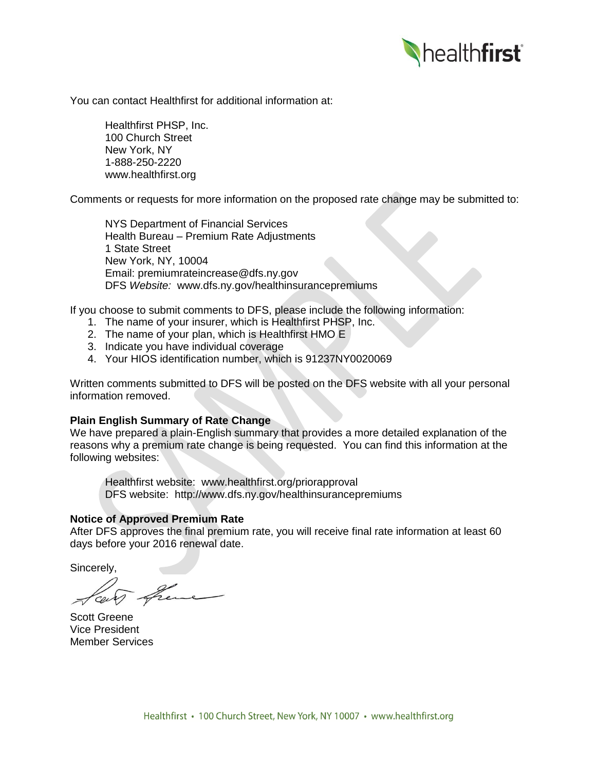You can contact Healthfirst for additional information at:

Healthfirst PHSP, Inc.
100 Church Street
New York, NY
1-888-250-2220
www.healthfirst.org

Comments or requests for more information on the proposed rate change may be submitted to:

NYS Department of Financial Services
Health Bureau – Premium Rate Adjustments
1 State Street
New York, NY, 10004
Email: premiumrateincrease@dfs.ny.gov
DFS *Website:* www.dfs.ny.gov/healthinsurancepremiums

If you choose to submit comments to DFS, please include the following information:

1. The name of your insurer, which is Healthfirst PHSP, Inc.
2. The name of your plan, which is Healthfirst HMO E
3. Indicate you have individual coverage
4. Your HIOS identification number, which is 91237NY0020069

Written comments submitted to DFS will be posted on the DFS website with all your personal information removed.

**Plain English Summary of Rate Change**

We have prepared a plain-English summary that provides a more detailed explanation of the reasons why a premium rate change is being requested. You can find this information at the following websites:

Healthfirst website: www.healthfirst.org/priorapproval
DFS website: http://www.dfs.ny.gov/healthinsurancepremiums

**Notice of Approved Premium Rate**

After DFS approves the final premium rate, you will receive final rate information at least 60 days before your 2016 renewal date.

Sincerely,

Scott Greene
Vice President
Member Services